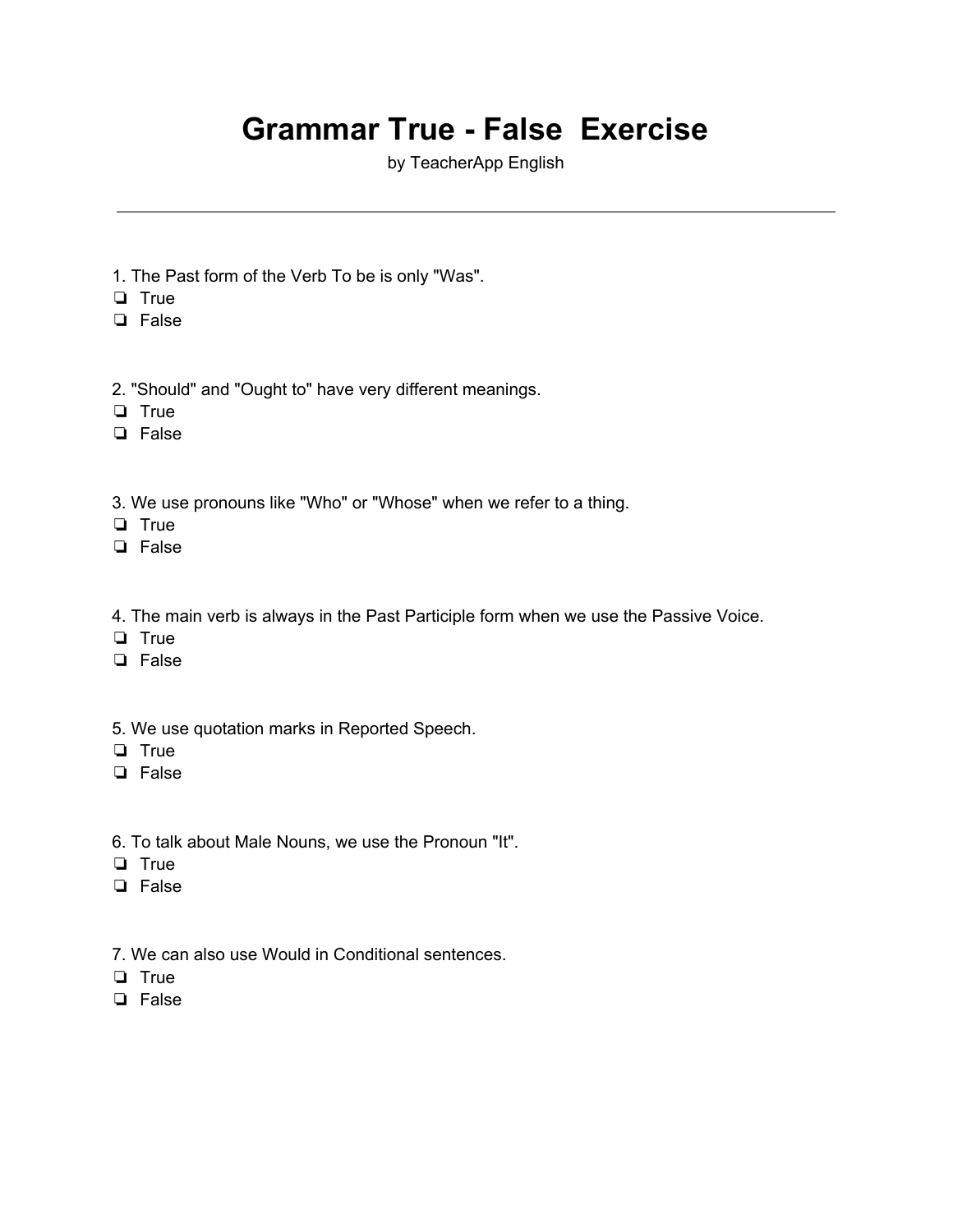# Grammar True - False  Exercise

by TeacherApp English

---

1. The Past form of the Verb To be is only "Was".
- ❏ True
- ❏ False

2. "Should" and "Ought to" have very different meanings.
- ❏ True
- ❏ False

3. We use pronouns like "Who" or "Whose" when we refer to a thing.
- ❏ True
- ❏ False

4. The main verb is always in the Past Participle form when we use the Passive Voice.
- ❏ True
- ❏ False

5. We use quotation marks in Reported Speech.
- ❏ True
- ❏ False

6. To talk about Male Nouns, we use the Pronoun "It".
- ❏ True
- ❏ False

7. We can also use Would in Conditional sentences.
- ❏ True
- ❏ False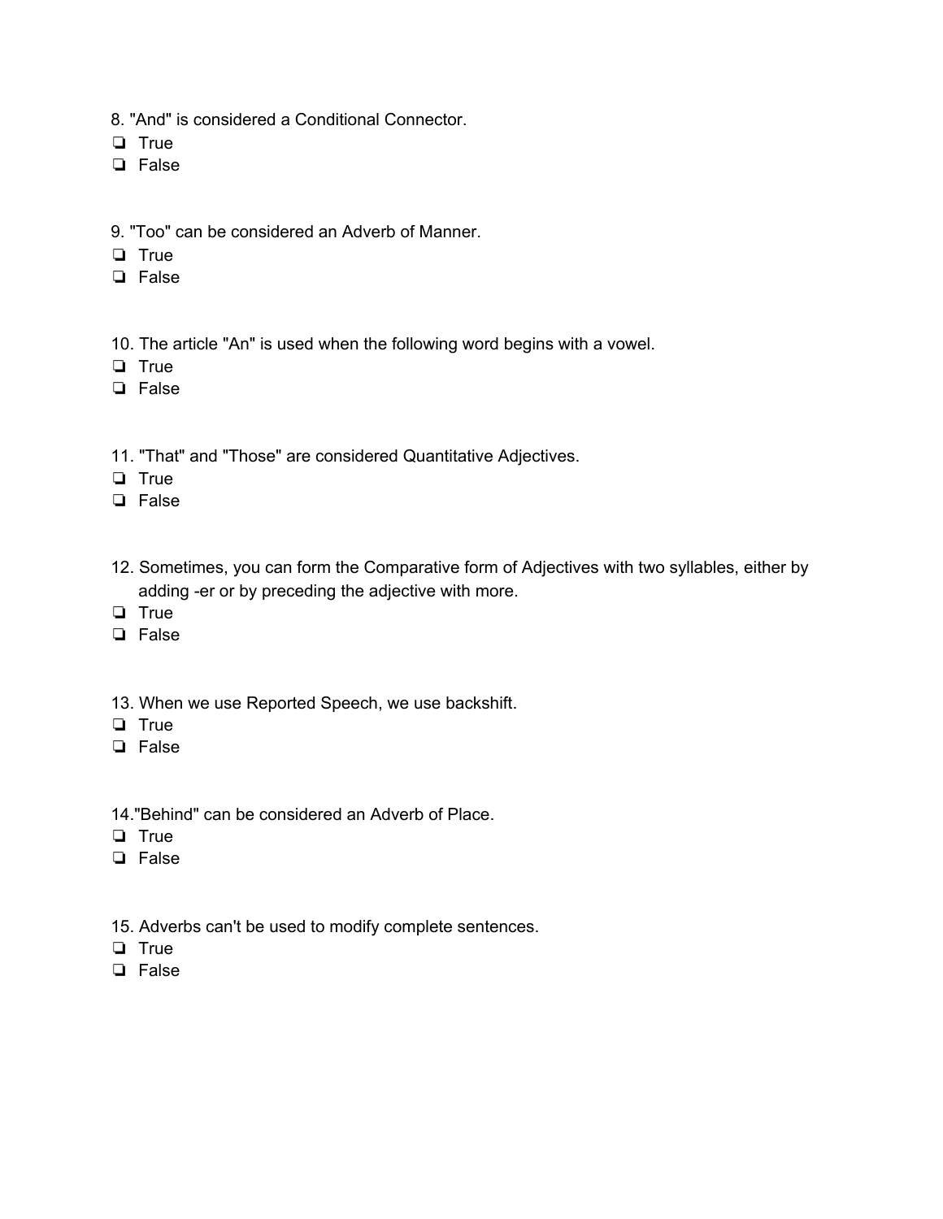8. "And" is considered a Conditional Connector.

❏ True
❏ False

9. "Too" can be considered an Adverb of Manner.

❏ True
❏ False

10. The article "An" is used when the following word begins with a vowel.

❏ True
❏ False

11. "That" and "Those" are considered Quantitative Adjectives.

❏ True
❏ False

12. Sometimes, you can form the Comparative form of Adjectives with two syllables, either by adding -er or by preceding the adjective with more.

❏ True
❏ False

13. When we use Reported Speech, we use backshift.

❏ True
❏ False

14."Behind" can be considered an Adverb of Place.

❏ True
❏ False

15. Adverbs can't be used to modify complete sentences.

❏ True
❏ False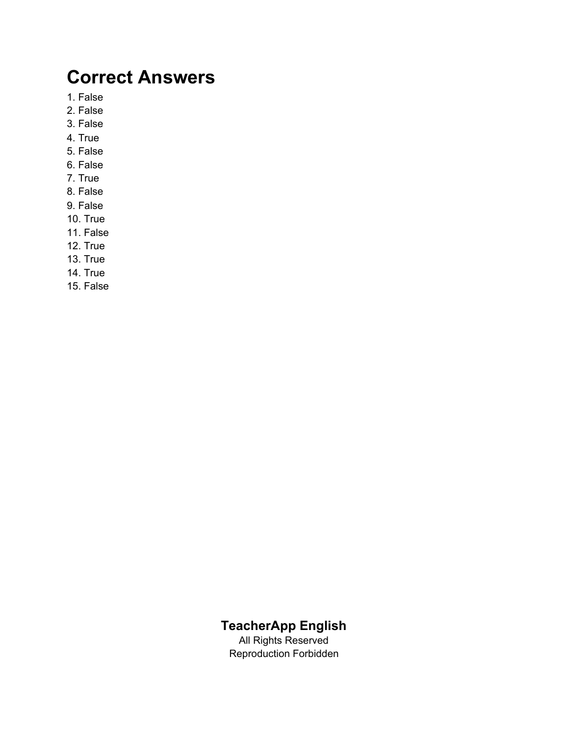# Correct Answers

1. False
2. False
3. False
4. True
5. False
6. False
7. True
8. False
9. False
10. True
11. False
12. True
13. True
14. True
15. False